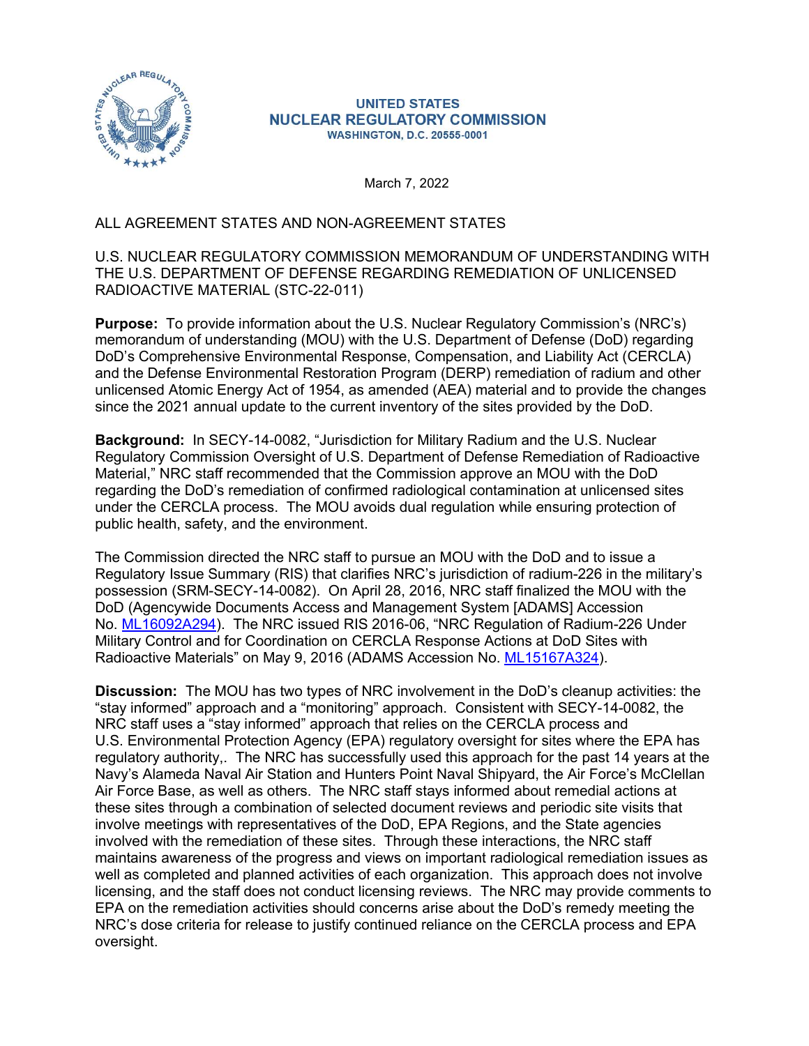UNITED STATES
NUCLEAR REGULATORY COMMISSION
WASHINGTON, D.C. 20555-0001

March 7, 2022

ALL AGREEMENT STATES AND NON-AGREEMENT STATES

U.S. NUCLEAR REGULATORY COMMISSION MEMORANDUM OF UNDERSTANDING WITH THE U.S. DEPARTMENT OF DEFENSE REGARDING REMEDIATION OF UNLICENSED RADIOACTIVE MATERIAL (STC-22-011)

**Purpose:** To provide information about the U.S. Nuclear Regulatory Commission's (NRC's) memorandum of understanding (MOU) with the U.S. Department of Defense (DoD) regarding DoD's Comprehensive Environmental Response, Compensation, and Liability Act (CERCLA) and the Defense Environmental Restoration Program (DERP) remediation of radium and other unlicensed Atomic Energy Act of 1954, as amended (AEA) material and to provide the changes since the 2021 annual update to the current inventory of the sites provided by the DoD.

**Background:** In SECY-14-0082, "Jurisdiction for Military Radium and the U.S. Nuclear Regulatory Commission Oversight of U.S. Department of Defense Remediation of Radioactive Material," NRC staff recommended that the Commission approve an MOU with the DoD regarding the DoD's remediation of confirmed radiological contamination at unlicensed sites under the CERCLA process. The MOU avoids dual regulation while ensuring protection of public health, safety, and the environment.

The Commission directed the NRC staff to pursue an MOU with the DoD and to issue a Regulatory Issue Summary (RIS) that clarifies NRC's jurisdiction of radium-226 in the military's possession (SRM-SECY-14-0082). On April 28, 2016, NRC staff finalized the MOU with the DoD (Agencywide Documents Access and Management System [ADAMS] Accession No. ML16092A294). The NRC issued RIS 2016-06, "NRC Regulation of Radium-226 Under Military Control and for Coordination on CERCLA Response Actions at DoD Sites with Radioactive Materials" on May 9, 2016 (ADAMS Accession No. ML15167A324).

**Discussion:** The MOU has two types of NRC involvement in the DoD's cleanup activities: the "stay informed" approach and a "monitoring" approach. Consistent with SECY-14-0082, the NRC staff uses a "stay informed" approach that relies on the CERCLA process and U.S. Environmental Protection Agency (EPA) regulatory oversight for sites where the EPA has regulatory authority,. The NRC has successfully used this approach for the past 14 years at the Navy's Alameda Naval Air Station and Hunters Point Naval Shipyard, the Air Force's McClellan Air Force Base, as well as others. The NRC staff stays informed about remedial actions at these sites through a combination of selected document reviews and periodic site visits that involve meetings with representatives of the DoD, EPA Regions, and the State agencies involved with the remediation of these sites. Through these interactions, the NRC staff maintains awareness of the progress and views on important radiological remediation issues as well as completed and planned activities of each organization. This approach does not involve licensing, and the staff does not conduct licensing reviews. The NRC may provide comments to EPA on the remediation activities should concerns arise about the DoD's remedy meeting the NRC's dose criteria for release to justify continued reliance on the CERCLA process and EPA oversight.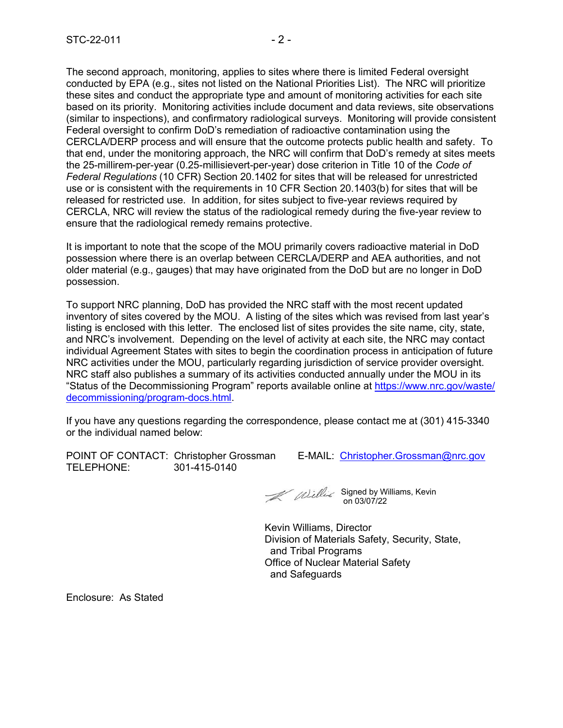The second approach, monitoring, applies to sites where there is limited Federal oversight conducted by EPA (e.g., sites not listed on the National Priorities List). The NRC will prioritize these sites and conduct the appropriate type and amount of monitoring activities for each site based on its priority. Monitoring activities include document and data reviews, site observations (similar to inspections), and confirmatory radiological surveys. Monitoring will provide consistent Federal oversight to confirm DoD's remediation of radioactive contamination using the CERCLA/DERP process and will ensure that the outcome protects public health and safety. To that end, under the monitoring approach, the NRC will confirm that DoD's remedy at sites meets the 25-millirem-per-year (0.25-millisievert-per-year) dose criterion in Title 10 of the *Code of Federal Regulations* (10 CFR) Section 20.1402 for sites that will be released for unrestricted use or is consistent with the requirements in 10 CFR Section 20.1403(b) for sites that will be released for restricted use. In addition, for sites subject to five-year reviews required by CERCLA, NRC will review the status of the radiological remedy during the five-year review to ensure that the radiological remedy remains protective.

It is important to note that the scope of the MOU primarily covers radioactive material in DoD possession where there is an overlap between CERCLA/DERP and AEA authorities, and not older material (e.g., gauges) that may have originated from the DoD but are no longer in DoD possession.

To support NRC planning, DoD has provided the NRC staff with the most recent updated inventory of sites covered by the MOU. A listing of the sites which was revised from last year's listing is enclosed with this letter. The enclosed list of sites provides the site name, city, state, and NRC's involvement. Depending on the level of activity at each site, the NRC may contact individual Agreement States with sites to begin the coordination process in anticipation of future NRC activities under the MOU, particularly regarding jurisdiction of service provider oversight. NRC staff also publishes a summary of its activities conducted annually under the MOU in its "Status of the Decommissioning Program" reports available online at https://www.nrc.gov/waste/decommissioning/program-docs.html.

If you have any questions regarding the correspondence, please contact me at (301) 415-3340 or the individual named below:

POINT OF CONTACT: Christopher Grossman E-MAIL: Christopher.Grossman@nrc.gov
TELEPHONE: 301-415-0140

Signed by Williams, Kevin on 03/07/22

Kevin Williams, Director
Division of Materials Safety, Security, State, and Tribal Programs
Office of Nuclear Material Safety and Safeguards

Enclosure: As Stated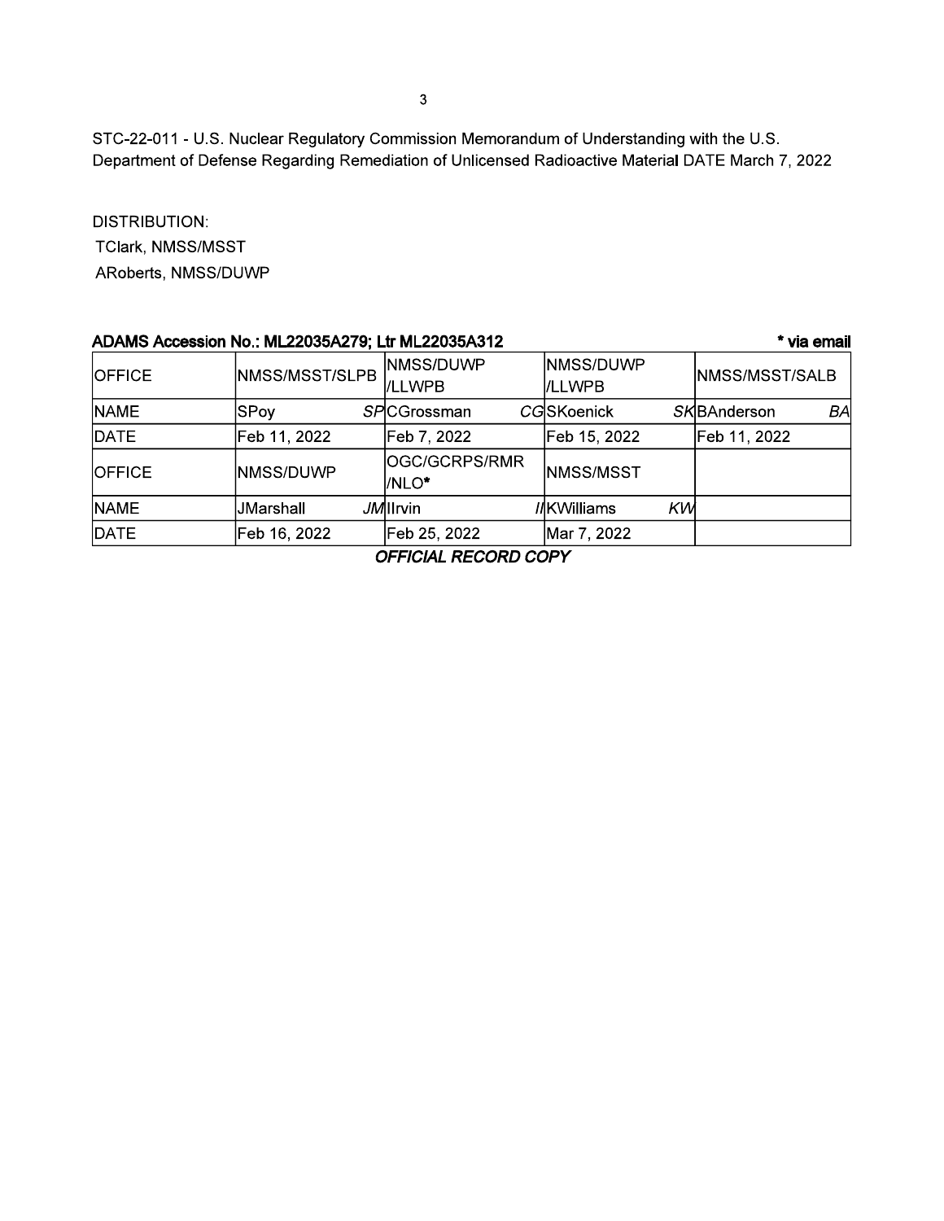STC-22-011 - U.S. Nuclear Regulatory Commission Memorandum of Understanding with the U.S. Department of Defense Regarding Remediation of Unlicensed Radioactive Material DATE March 7, 2022

DISTRIBUTION:
TClark, NMSS/MSST
ARoberts, NMSS/DUWP

**ADAMS Accession No.: ML22035A279; Ltr ML22035A312** **\* via email**

| OFFICE | NMSS/MSST/SLPB | NMSS/DUWP /LLWPB | NMSS/DUWP /LLWPB | NMSS/MSST/SALB |
|---|---|---|---|---|
| NAME | SPoy *SP* | CGrossman *CG* | SKoenick *SK* | BAnderson *BA* |
| DATE | Feb 11, 2022 | Feb 7, 2022 | Feb 15, 2022 | Feb 11, 2022 |
| OFFICE | NMSS/DUWP | OGC/GCRPS/RMR /NLO* | NMSS/MSST | |
| NAME | JMarshall *JM* | IIrvin *II* | KWilliams *KW* | |
| DATE | Feb 16, 2022 | Feb 25, 2022 | Mar 7, 2022 | |

***OFFICIAL RECORD COPY***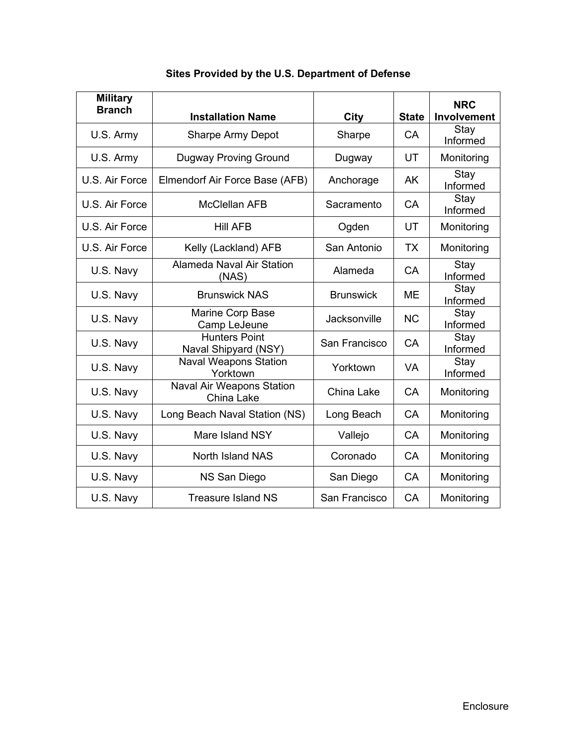**Sites Provided by the U.S. Department of Defense**

| Military Branch | Installation Name | City | State | NRC Involvement |
|---|---|---|---|---|
| U.S. Army | Sharpe Army Depot | Sharpe | CA | Stay Informed |
| U.S. Army | Dugway Proving Ground | Dugway | UT | Monitoring |
| U.S. Air Force | Elmendorf Air Force Base (AFB) | Anchorage | AK | Stay Informed |
| U.S. Air Force | McClellan AFB | Sacramento | CA | Stay Informed |
| U.S. Air Force | Hill AFB | Ogden | UT | Monitoring |
| U.S. Air Force | Kelly (Lackland) AFB | San Antonio | TX | Monitoring |
| U.S. Navy | Alameda Naval Air Station (NAS) | Alameda | CA | Stay Informed |
| U.S. Navy | Brunswick NAS | Brunswick | ME | Stay Informed |
| U.S. Navy | Marine Corp Base Camp LeJeune | Jacksonville | NC | Stay Informed |
| U.S. Navy | Hunters Point Naval Shipyard (NSY) | San Francisco | CA | Stay Informed |
| U.S. Navy | Naval Weapons Station Yorktown | Yorktown | VA | Stay Informed |
| U.S. Navy | Naval Air Weapons Station China Lake | China Lake | CA | Monitoring |
| U.S. Navy | Long Beach Naval Station (NS) | Long Beach | CA | Monitoring |
| U.S. Navy | Mare Island NSY | Vallejo | CA | Monitoring |
| U.S. Navy | North Island NAS | Coronado | CA | Monitoring |
| U.S. Navy | NS San Diego | San Diego | CA | Monitoring |
| U.S. Navy | Treasure Island NS | San Francisco | CA | Monitoring |

Enclosure